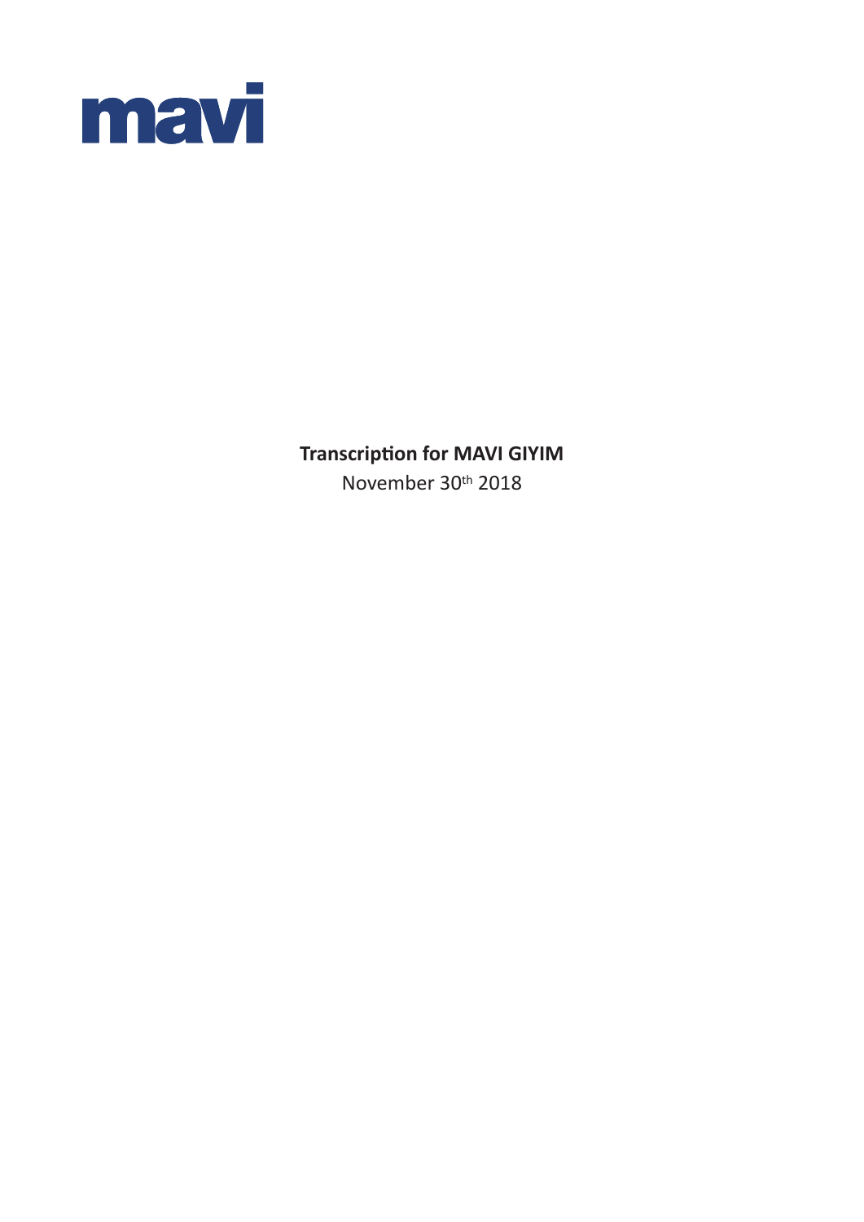mavi

**Transcription for MAVI GIYIM**

November 30th 2018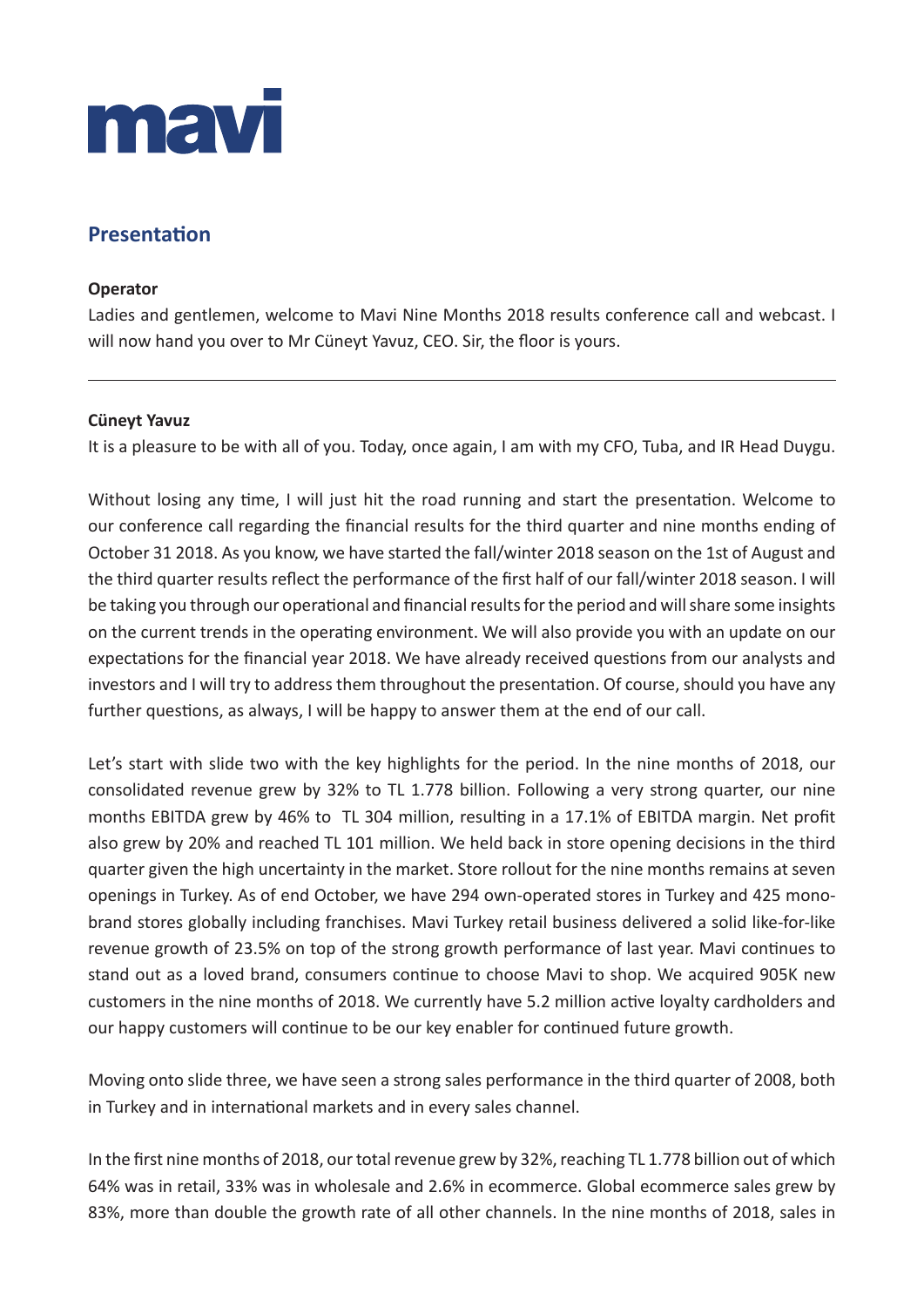## Presentation

**Operator**

Ladies and gentlemen, welcome to Mavi Nine Months 2018 results conference call and webcast. I will now hand you over to Mr Cüneyt Yavuz, CEO. Sir, the floor is yours.

---

**Cüneyt Yavuz**

It is a pleasure to be with all of you. Today, once again, I am with my CFO, Tuba, and IR Head Duygu.

Without losing any time, I will just hit the road running and start the presentation. Welcome to our conference call regarding the financial results for the third quarter and nine months ending of October 31 2018. As you know, we have started the fall/winter 2018 season on the 1st of August and the third quarter results reflect the performance of the first half of our fall/winter 2018 season. I will be taking you through our operational and financial results for the period and will share some insights on the current trends in the operating environment. We will also provide you with an update on our expectations for the financial year 2018. We have already received questions from our analysts and investors and I will try to address them throughout the presentation. Of course, should you have any further questions, as always, I will be happy to answer them at the end of our call.

Let's start with slide two with the key highlights for the period. In the nine months of 2018, our consolidated revenue grew by 32% to TL 1.778 billion. Following a very strong quarter, our nine months EBITDA grew by 46% to TL 304 million, resulting in a 17.1% of EBITDA margin. Net profit also grew by 20% and reached TL 101 million. We held back in store opening decisions in the third quarter given the high uncertainty in the market. Store rollout for the nine months remains at seven openings in Turkey. As of end October, we have 294 own-operated stores in Turkey and 425 mono-brand stores globally including franchises. Mavi Turkey retail business delivered a solid like-for-like revenue growth of 23.5% on top of the strong growth performance of last year. Mavi continues to stand out as a loved brand, consumers continue to choose Mavi to shop. We acquired 905K new customers in the nine months of 2018. We currently have 5.2 million active loyalty cardholders and our happy customers will continue to be our key enabler for continued future growth.

Moving onto slide three, we have seen a strong sales performance in the third quarter of 2008, both in Turkey and in international markets and in every sales channel.

In the first nine months of 2018, our total revenue grew by 32%, reaching TL 1.778 billion out of which 64% was in retail, 33% was in wholesale and 2.6% in ecommerce. Global ecommerce sales grew by 83%, more than double the growth rate of all other channels. In the nine months of 2018, sales in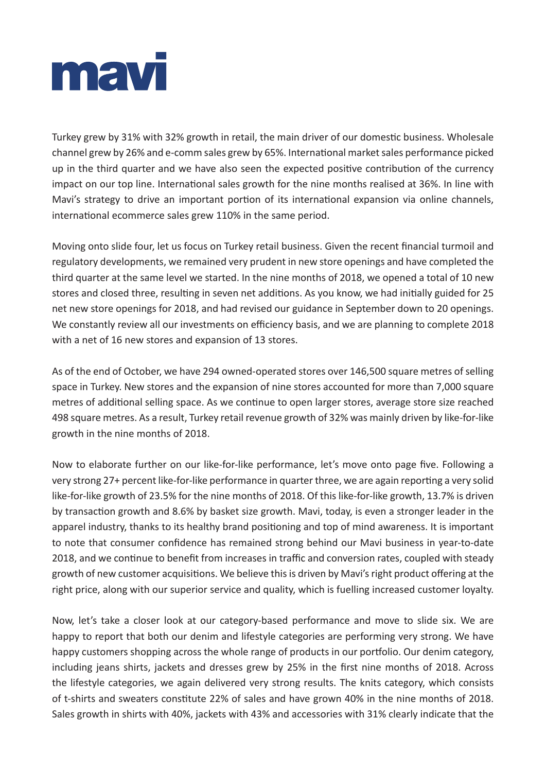Turkey grew by 31% with 32% growth in retail, the main driver of our domestic business. Wholesale channel grew by 26% and e-comm sales grew by 65%. International market sales performance picked up in the third quarter and we have also seen the expected positive contribution of the currency impact on our top line. International sales growth for the nine months realised at 36%. In line with Mavi's strategy to drive an important portion of its international expansion via online channels, international ecommerce sales grew 110% in the same period.

Moving onto slide four, let us focus on Turkey retail business. Given the recent financial turmoil and regulatory developments, we remained very prudent in new store openings and have completed the third quarter at the same level we started. In the nine months of 2018, we opened a total of 10 new stores and closed three, resulting in seven net additions. As you know, we had initially guided for 25 net new store openings for 2018, and had revised our guidance in September down to 20 openings. We constantly review all our investments on efficiency basis, and we are planning to complete 2018 with a net of 16 new stores and expansion of 13 stores.

As of the end of October, we have 294 owned-operated stores over 146,500 square metres of selling space in Turkey. New stores and the expansion of nine stores accounted for more than 7,000 square metres of additional selling space. As we continue to open larger stores, average store size reached 498 square metres. As a result, Turkey retail revenue growth of 32% was mainly driven by like-for-like growth in the nine months of 2018.

Now to elaborate further on our like-for-like performance, let's move onto page five. Following a very strong 27+ percent like-for-like performance in quarter three, we are again reporting a very solid like-for-like growth of 23.5% for the nine months of 2018. Of this like-for-like growth, 13.7% is driven by transaction growth and 8.6% by basket size growth. Mavi, today, is even a stronger leader in the apparel industry, thanks to its healthy brand positioning and top of mind awareness. It is important to note that consumer confidence has remained strong behind our Mavi business in year-to-date 2018, and we continue to benefit from increases in traffic and conversion rates, coupled with steady growth of new customer acquisitions. We believe this is driven by Mavi's right product offering at the right price, along with our superior service and quality, which is fuelling increased customer loyalty.

Now, let's take a closer look at our category-based performance and move to slide six. We are happy to report that both our denim and lifestyle categories are performing very strong. We have happy customers shopping across the whole range of products in our portfolio. Our denim category, including jeans shirts, jackets and dresses grew by 25% in the first nine months of 2018. Across the lifestyle categories, we again delivered very strong results. The knits category, which consists of t-shirts and sweaters constitute 22% of sales and have grown 40% in the nine months of 2018. Sales growth in shirts with 40%, jackets with 43% and accessories with 31% clearly indicate that the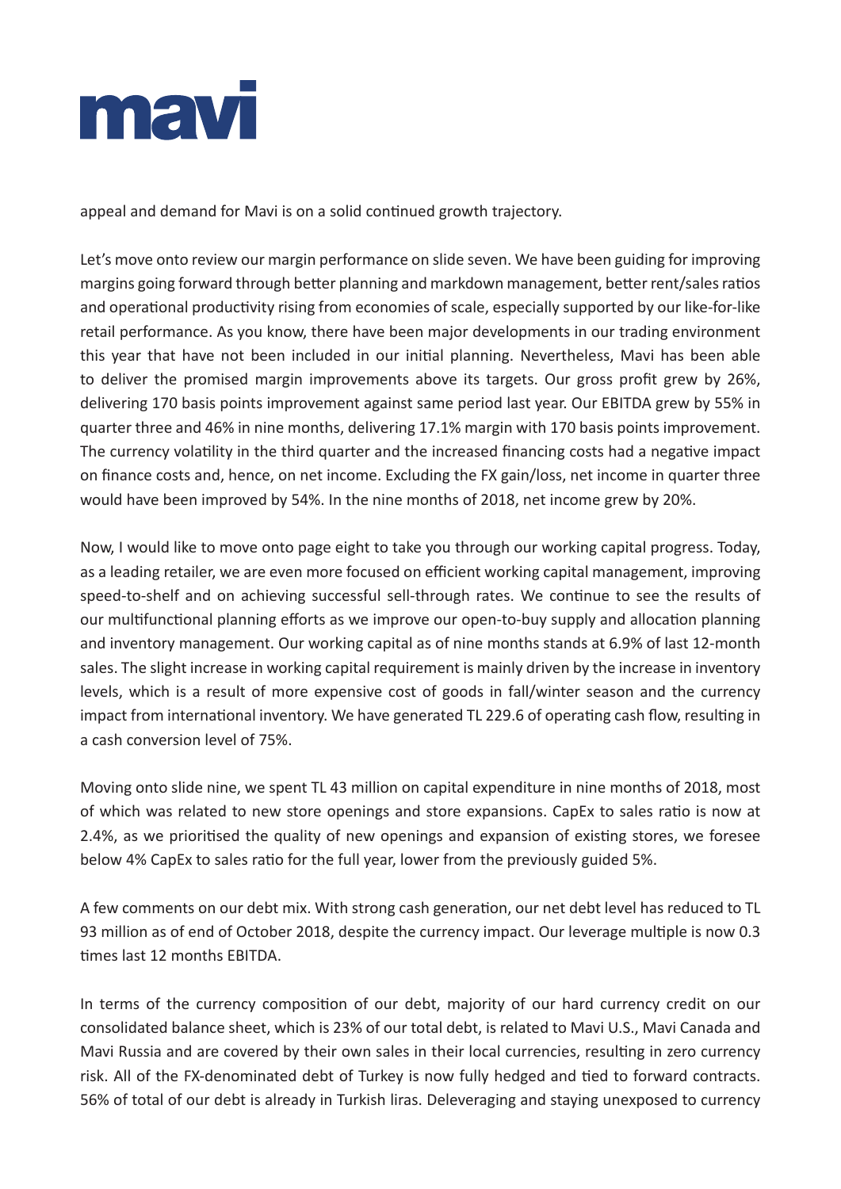appeal and demand for Mavi is on a solid continued growth trajectory.

Let's move onto review our margin performance on slide seven. We have been guiding for improving margins going forward through better planning and markdown management, better rent/sales ratios and operational productivity rising from economies of scale, especially supported by our like-for-like retail performance. As you know, there have been major developments in our trading environment this year that have not been included in our initial planning. Nevertheless, Mavi has been able to deliver the promised margin improvements above its targets. Our gross profit grew by 26%, delivering 170 basis points improvement against same period last year. Our EBITDA grew by 55% in quarter three and 46% in nine months, delivering 17.1% margin with 170 basis points improvement. The currency volatility in the third quarter and the increased financing costs had a negative impact on finance costs and, hence, on net income. Excluding the FX gain/loss, net income in quarter three would have been improved by 54%. In the nine months of 2018, net income grew by 20%.

Now, I would like to move onto page eight to take you through our working capital progress. Today, as a leading retailer, we are even more focused on efficient working capital management, improving speed-to-shelf and on achieving successful sell-through rates. We continue to see the results of our multifunctional planning efforts as we improve our open-to-buy supply and allocation planning and inventory management. Our working capital as of nine months stands at 6.9% of last 12-month sales. The slight increase in working capital requirement is mainly driven by the increase in inventory levels, which is a result of more expensive cost of goods in fall/winter season and the currency impact from international inventory. We have generated TL 229.6 of operating cash flow, resulting in a cash conversion level of 75%.

Moving onto slide nine, we spent TL 43 million on capital expenditure in nine months of 2018, most of which was related to new store openings and store expansions. CapEx to sales ratio is now at 2.4%, as we prioritised the quality of new openings and expansion of existing stores, we foresee below 4% CapEx to sales ratio for the full year, lower from the previously guided 5%.

A few comments on our debt mix. With strong cash generation, our net debt level has reduced to TL 93 million as of end of October 2018, despite the currency impact. Our leverage multiple is now 0.3 times last 12 months EBITDA.

In terms of the currency composition of our debt, majority of our hard currency credit on our consolidated balance sheet, which is 23% of our total debt, is related to Mavi U.S., Mavi Canada and Mavi Russia and are covered by their own sales in their local currencies, resulting in zero currency risk. All of the FX-denominated debt of Turkey is now fully hedged and tied to forward contracts. 56% of total of our debt is already in Turkish liras. Deleveraging and staying unexposed to currency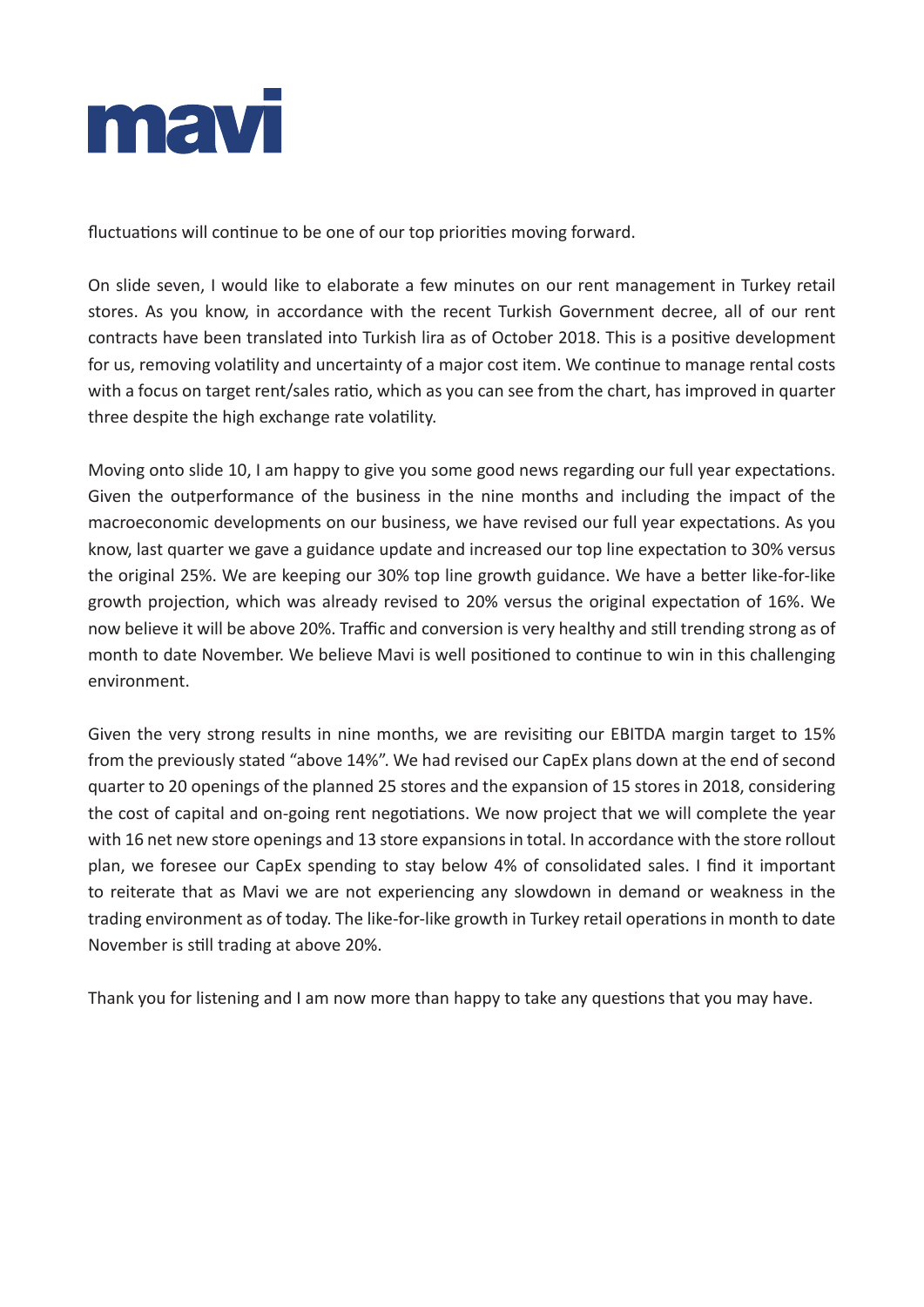fluctuations will continue to be one of our top priorities moving forward.

On slide seven, I would like to elaborate a few minutes on our rent management in Turkey retail stores. As you know, in accordance with the recent Turkish Government decree, all of our rent contracts have been translated into Turkish lira as of October 2018. This is a positive development for us, removing volatility and uncertainty of a major cost item. We continue to manage rental costs with a focus on target rent/sales ratio, which as you can see from the chart, has improved in quarter three despite the high exchange rate volatility.

Moving onto slide 10, I am happy to give you some good news regarding our full year expectations. Given the outperformance of the business in the nine months and including the impact of the macroeconomic developments on our business, we have revised our full year expectations. As you know, last quarter we gave a guidance update and increased our top line expectation to 30% versus the original 25%. We are keeping our 30% top line growth guidance. We have a better like-for-like growth projection, which was already revised to 20% versus the original expectation of 16%. We now believe it will be above 20%. Traffic and conversion is very healthy and still trending strong as of month to date November. We believe Mavi is well positioned to continue to win in this challenging environment.

Given the very strong results in nine months, we are revisiting our EBITDA margin target to 15% from the previously stated "above 14%". We had revised our CapEx plans down at the end of second quarter to 20 openings of the planned 25 stores and the expansion of 15 stores in 2018, considering the cost of capital and on-going rent negotiations. We now project that we will complete the year with 16 net new store openings and 13 store expansions in total. In accordance with the store rollout plan, we foresee our CapEx spending to stay below 4% of consolidated sales. I find it important to reiterate that as Mavi we are not experiencing any slowdown in demand or weakness in the trading environment as of today. The like-for-like growth in Turkey retail operations in month to date November is still trading at above 20%.

Thank you for listening and I am now more than happy to take any questions that you may have.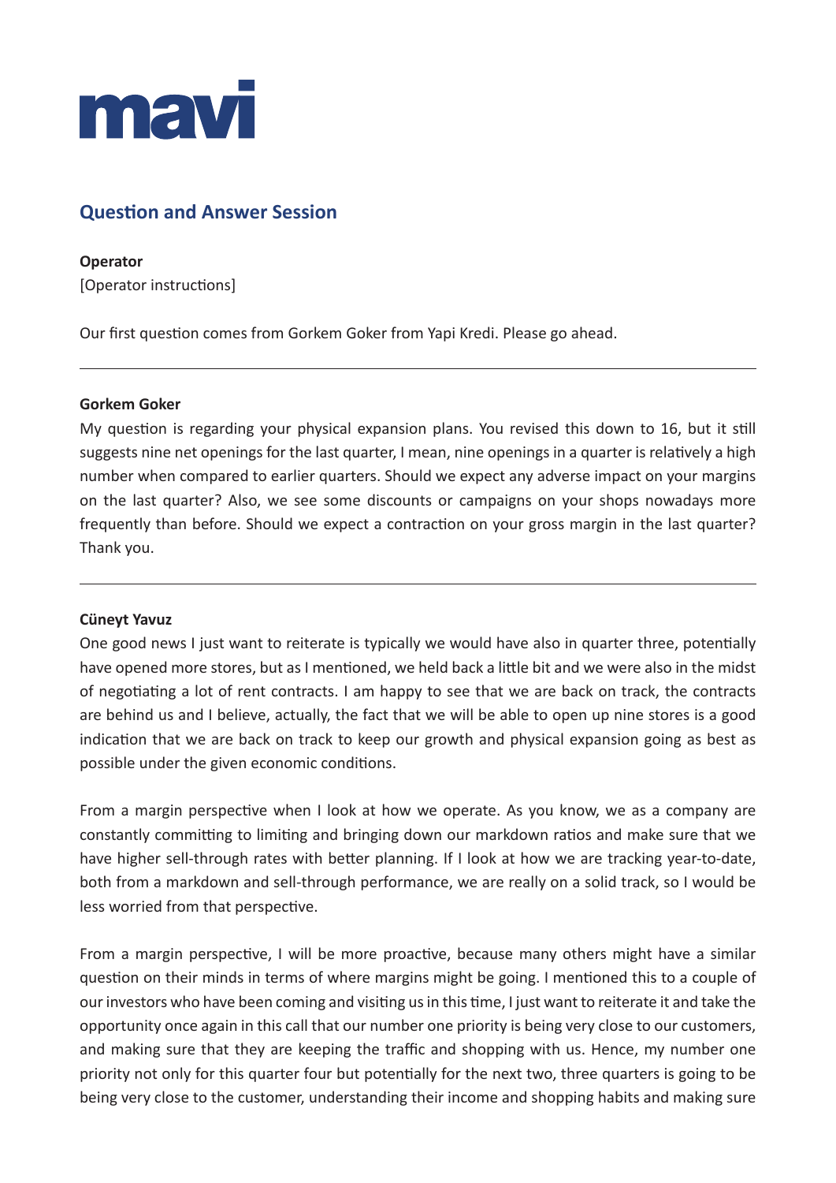## Question and Answer Session

**Operator**

[Operator instructions]

Our first question comes from Gorkem Goker from Yapi Kredi. Please go ahead.

---

**Gorkem Goker**

My question is regarding your physical expansion plans. You revised this down to 16, but it still suggests nine net openings for the last quarter, I mean, nine openings in a quarter is relatively a high number when compared to earlier quarters. Should we expect any adverse impact on your margins on the last quarter? Also, we see some discounts or campaigns on your shops nowadays more frequently than before. Should we expect a contraction on your gross margin in the last quarter? Thank you.

---

**Cüneyt Yavuz**

One good news I just want to reiterate is typically we would have also in quarter three, potentially have opened more stores, but as I mentioned, we held back a little bit and we were also in the midst of negotiating a lot of rent contracts. I am happy to see that we are back on track, the contracts are behind us and I believe, actually, the fact that we will be able to open up nine stores is a good indication that we are back on track to keep our growth and physical expansion going as best as possible under the given economic conditions.

From a margin perspective when I look at how we operate. As you know, we as a company are constantly committing to limiting and bringing down our markdown ratios and make sure that we have higher sell-through rates with better planning. If I look at how we are tracking year-to-date, both from a markdown and sell-through performance, we are really on a solid track, so I would be less worried from that perspective.

From a margin perspective, I will be more proactive, because many others might have a similar question on their minds in terms of where margins might be going. I mentioned this to a couple of our investors who have been coming and visiting us in this time, I just want to reiterate it and take the opportunity once again in this call that our number one priority is being very close to our customers, and making sure that they are keeping the traffic and shopping with us. Hence, my number one priority not only for this quarter four but potentially for the next two, three quarters is going to be being very close to the customer, understanding their income and shopping habits and making sure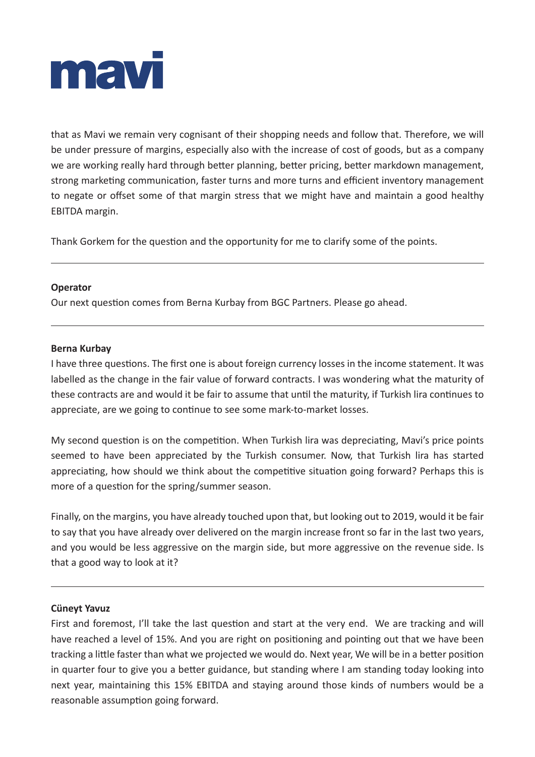that as Mavi we remain very cognisant of their shopping needs and follow that. Therefore, we will be under pressure of margins, especially also with the increase of cost of goods, but as a company we are working really hard through better planning, better pricing, better markdown management, strong marketing communication, faster turns and more turns and efficient inventory management to negate or offset some of that margin stress that we might have and maintain a good healthy EBITDA margin.

Thank Gorkem for the question and the opportunity for me to clarify some of the points.

---

**Operator**

Our next question comes from Berna Kurbay from BGC Partners. Please go ahead.

---

**Berna Kurbay**

I have three questions. The first one is about foreign currency losses in the income statement. It was labelled as the change in the fair value of forward contracts. I was wondering what the maturity of these contracts are and would it be fair to assume that until the maturity, if Turkish lira continues to appreciate, are we going to continue to see some mark-to-market losses.

My second question is on the competition. When Turkish lira was depreciating, Mavi's price points seemed to have been appreciated by the Turkish consumer. Now, that Turkish lira has started appreciating, how should we think about the competitive situation going forward? Perhaps this is more of a question for the spring/summer season.

Finally, on the margins, you have already touched upon that, but looking out to 2019, would it be fair to say that you have already over delivered on the margin increase front so far in the last two years, and you would be less aggressive on the margin side, but more aggressive on the revenue side. Is that a good way to look at it?

---

**Cüneyt Yavuz**

First and foremost, I'll take the last question and start at the very end. We are tracking and will have reached a level of 15%. And you are right on positioning and pointing out that we have been tracking a little faster than what we projected we would do. Next year, We will be in a better position in quarter four to give you a better guidance, but standing where I am standing today looking into next year, maintaining this 15% EBITDA and staying around those kinds of numbers would be a reasonable assumption going forward.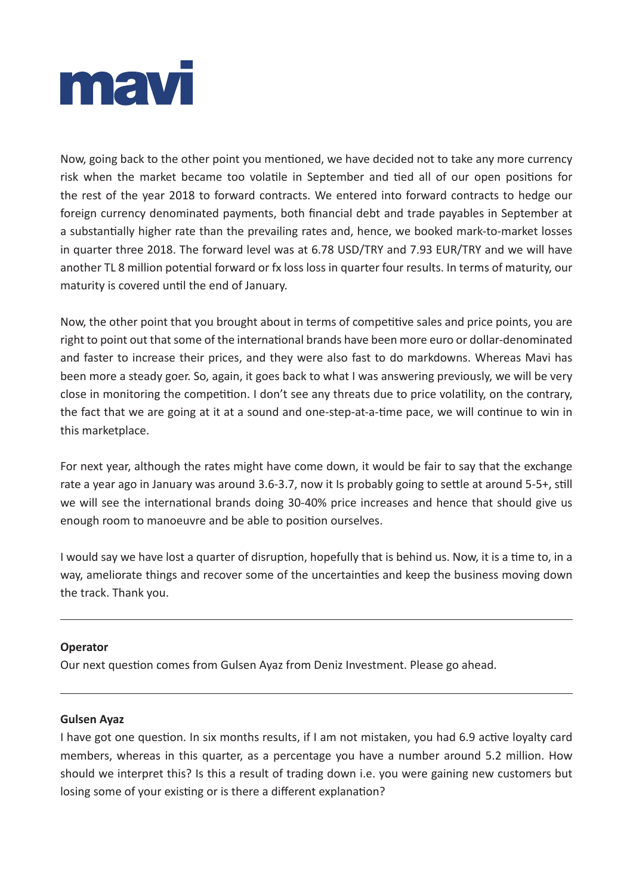Now, going back to the other point you mentioned, we have decided not to take any more currency risk when the market became too volatile in September and tied all of our open positions for the rest of the year 2018 to forward contracts. We entered into forward contracts to hedge our foreign currency denominated payments, both financial debt and trade payables in September at a substantially higher rate than the prevailing rates and, hence, we booked mark-to-market losses in quarter three 2018. The forward level was at 6.78 USD/TRY and 7.93 EUR/TRY and we will have another TL 8 million potential forward or fx loss loss in quarter four results. In terms of maturity, our maturity is covered until the end of January.

Now, the other point that you brought about in terms of competitive sales and price points, you are right to point out that some of the international brands have been more euro or dollar-denominated and faster to increase their prices, and they were also fast to do markdowns. Whereas Mavi has been more a steady goer. So, again, it goes back to what I was answering previously, we will be very close in monitoring the competition. I don't see any threats due to price volatility, on the contrary, the fact that we are going at it at a sound and one-step-at-a-time pace, we will continue to win in this marketplace.

For next year, although the rates might have come down, it would be fair to say that the exchange rate a year ago in January was around 3.6-3.7, now it Is probably going to settle at around 5-5+, still we will see the international brands doing 30-40% price increases and hence that should give us enough room to manoeuvre and be able to position ourselves.

I would say we have lost a quarter of disruption, hopefully that is behind us. Now, it is a time to, in a way, ameliorate things and recover some of the uncertainties and keep the business moving down the track. Thank you.

---

**Operator**
Our next question comes from Gulsen Ayaz from Deniz Investment. Please go ahead.

---

**Gulsen Ayaz**
I have got one question. In six months results, if I am not mistaken, you had 6.9 active loyalty card members, whereas in this quarter, as a percentage you have a number around 5.2 million. How should we interpret this? Is this a result of trading down i.e. you were gaining new customers but losing some of your existing or is there a different explanation?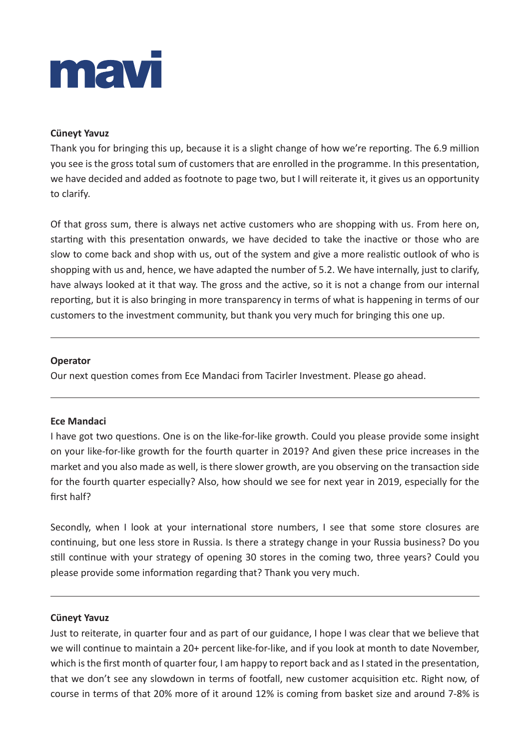**Cüneyt Yavuz**

Thank you for bringing this up, because it is a slight change of how we're reporting. The 6.9 million you see is the gross total sum of customers that are enrolled in the programme. In this presentation, we have decided and added as footnote to page two, but I will reiterate it, it gives us an opportunity to clarify.

Of that gross sum, there is always net active customers who are shopping with us. From here on, starting with this presentation onwards, we have decided to take the inactive or those who are slow to come back and shop with us, out of the system and give a more realistic outlook of who is shopping with us and, hence, we have adapted the number of 5.2. We have internally, just to clarify, have always looked at it that way. The gross and the active, so it is not a change from our internal reporting, but it is also bringing in more transparency in terms of what is happening in terms of our customers to the investment community, but thank you very much for bringing this one up.

---

**Operator**

Our next question comes from Ece Mandaci from Tacirler Investment. Please go ahead.

---

**Ece Mandaci**

I have got two questions. One is on the like-for-like growth. Could you please provide some insight on your like-for-like growth for the fourth quarter in 2019? And given these price increases in the market and you also made as well, is there slower growth, are you observing on the transaction side for the fourth quarter especially? Also, how should we see for next year in 2019, especially for the first half?

Secondly, when I look at your international store numbers, I see that some store closures are continuing, but one less store in Russia. Is there a strategy change in your Russia business? Do you still continue with your strategy of opening 30 stores in the coming two, three years? Could you please provide some information regarding that? Thank you very much.

---

**Cüneyt Yavuz**

Just to reiterate, in quarter four and as part of our guidance, I hope I was clear that we believe that we will continue to maintain a 20+ percent like-for-like, and if you look at month to date November, which is the first month of quarter four, I am happy to report back and as I stated in the presentation, that we don't see any slowdown in terms of footfall, new customer acquisition etc. Right now, of course in terms of that 20% more of it around 12% is coming from basket size and around 7-8% is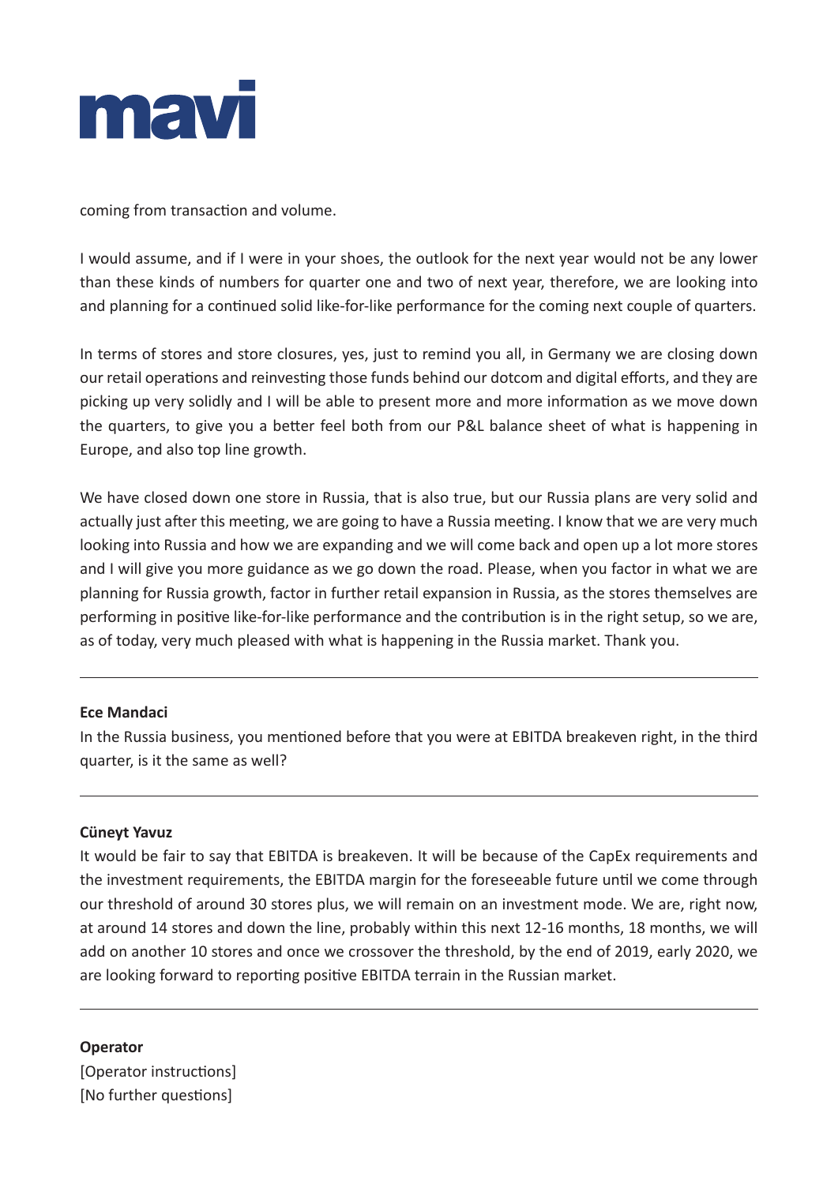coming from transaction and volume.

I would assume, and if I were in your shoes, the outlook for the next year would not be any lower than these kinds of numbers for quarter one and two of next year, therefore, we are looking into and planning for a continued solid like-for-like performance for the coming next couple of quarters.

In terms of stores and store closures, yes, just to remind you all, in Germany we are closing down our retail operations and reinvesting those funds behind our dotcom and digital efforts, and they are picking up very solidly and I will be able to present more and more information as we move down the quarters, to give you a better feel both from our P&L balance sheet of what is happening in Europe, and also top line growth.

We have closed down one store in Russia, that is also true, but our Russia plans are very solid and actually just after this meeting, we are going to have a Russia meeting. I know that we are very much looking into Russia and how we are expanding and we will come back and open up a lot more stores and I will give you more guidance as we go down the road. Please, when you factor in what we are planning for Russia growth, factor in further retail expansion in Russia, as the stores themselves are performing in positive like-for-like performance and the contribution is in the right setup, so we are, as of today, very much pleased with what is happening in the Russia market. Thank you.

---

**Ece Mandaci**

In the Russia business, you mentioned before that you were at EBITDA breakeven right, in the third quarter, is it the same as well?

---

**Cüneyt Yavuz**

It would be fair to say that EBITDA is breakeven. It will be because of the CapEx requirements and the investment requirements, the EBITDA margin for the foreseeable future until we come through our threshold of around 30 stores plus, we will remain on an investment mode. We are, right now, at around 14 stores and down the line, probably within this next 12-16 months, 18 months, we will add on another 10 stores and once we crossover the threshold, by the end of 2019, early 2020, we are looking forward to reporting positive EBITDA terrain in the Russian market.

---

**Operator**

[Operator instructions]
[No further questions]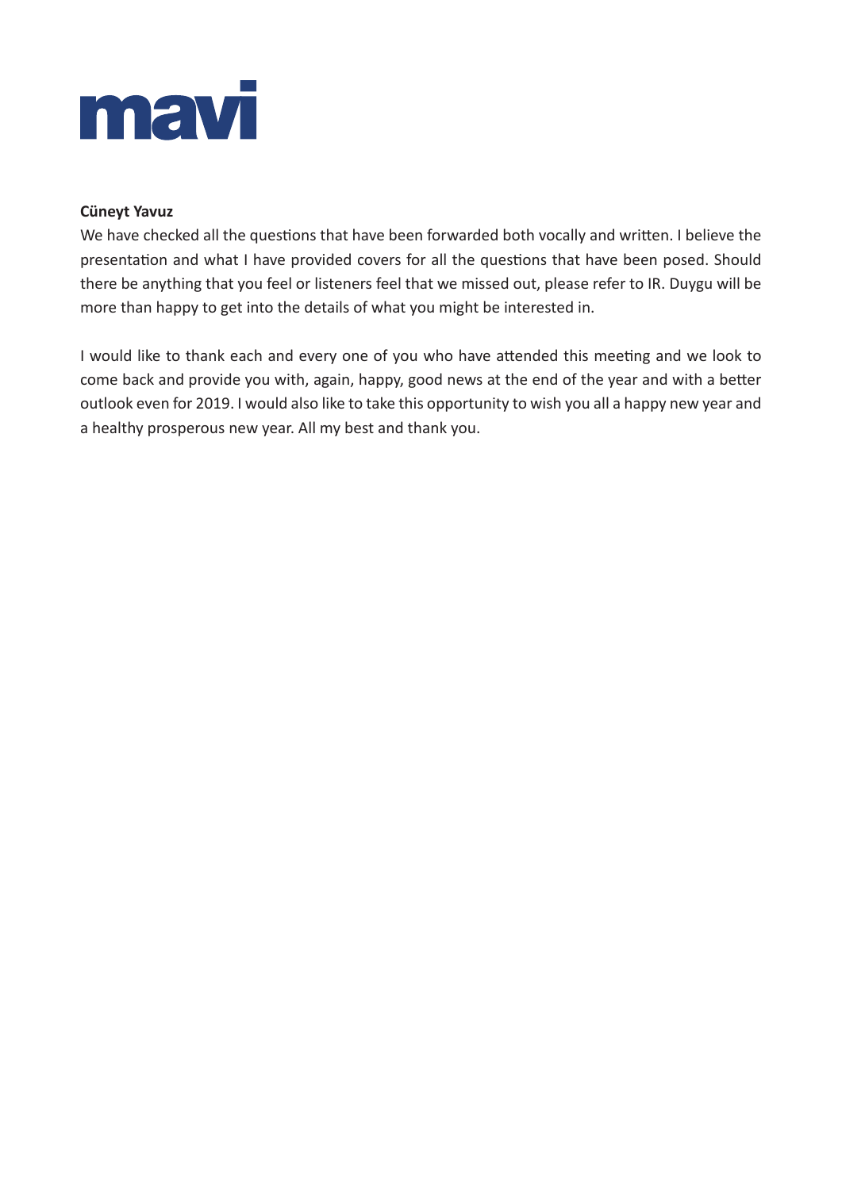**Cüneyt Yavuz**

We have checked all the questions that have been forwarded both vocally and written. I believe the presentation and what I have provided covers for all the questions that have been posed. Should there be anything that you feel or listeners feel that we missed out, please refer to IR. Duygu will be more than happy to get into the details of what you might be interested in.

I would like to thank each and every one of you who have attended this meeting and we look to come back and provide you with, again, happy, good news at the end of the year and with a better outlook even for 2019. I would also like to take this opportunity to wish you all a happy new year and a healthy prosperous new year. All my best and thank you.